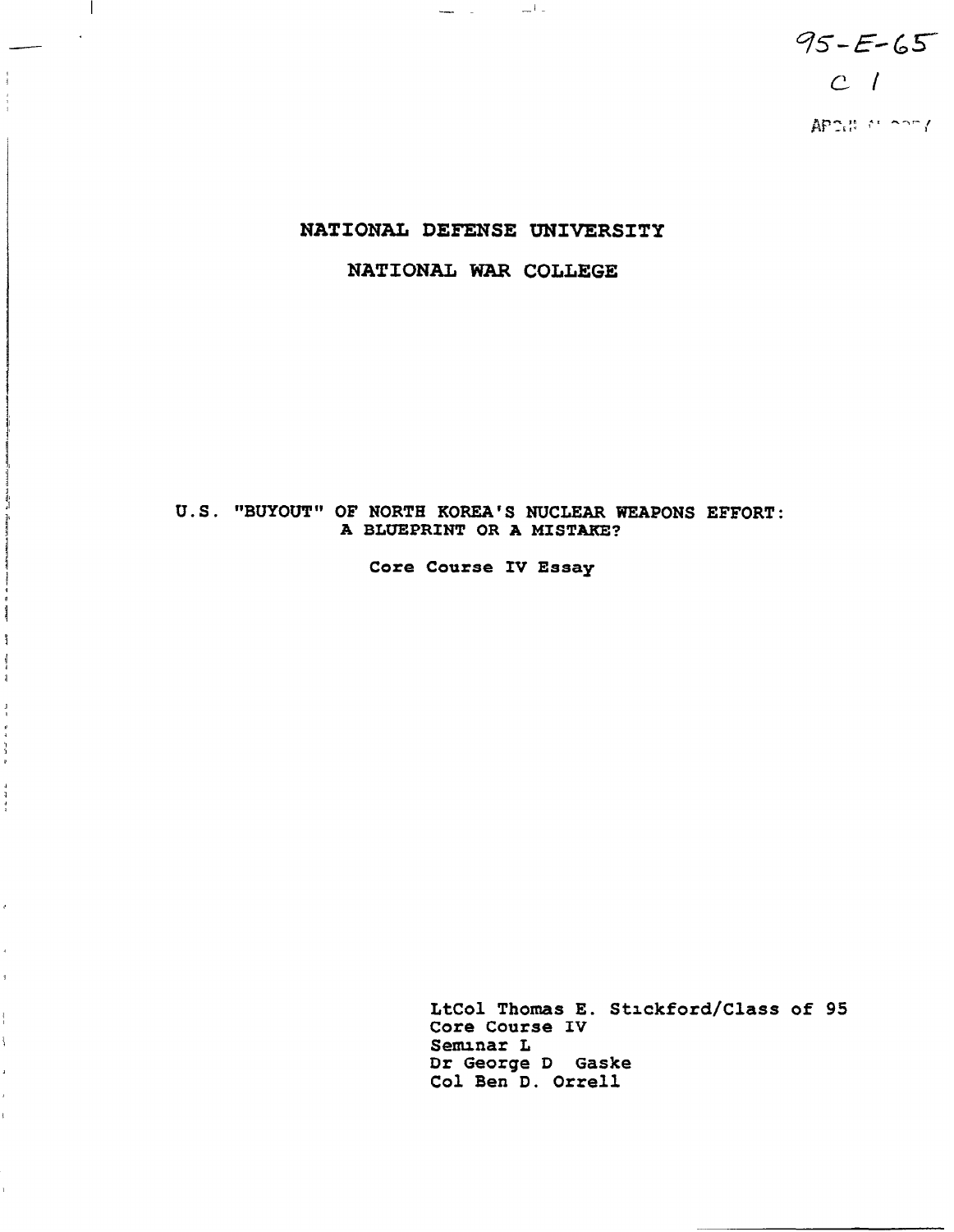95-E-65

C 1

# NATIONAL DEFENSE UNIVERSITY

# NATIONAL WAR COLLEGE

## U.S. "BUYOUT" OF NORTH KOREA'S NUCLEAR WEAPONS EFFORT: A BLUEPRINT OR A MISTAKE?

Core Course IV Essay

LtCol Thomas E. Stickford/Class of 95
Core Course IV
Seminar L
Dr George D Gaske
Col Ben D. Orrell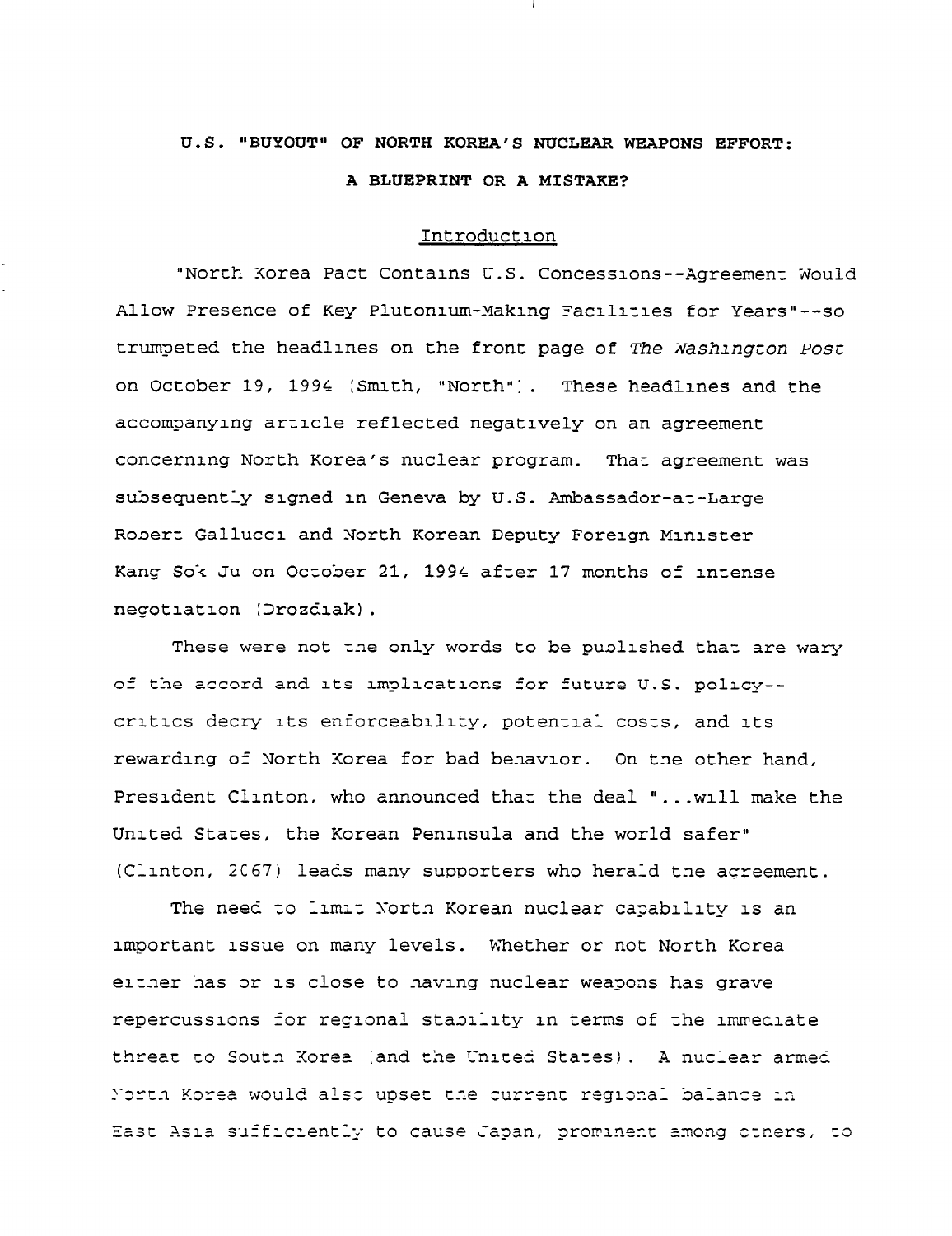# U.S. "BUYOUT" OF NORTH KOREA'S NUCLEAR WEAPONS EFFORT: A BLUEPRINT OR A MISTAKE?

## Introduction

"North Korea Pact Contains U.S. Concessions--Agreement Would Allow Presence of Key Plutonium-Making Facilities for Years"--so trumpeted the headlines on the front page of *The Washington Post* on October 19, 1994 (Smith, "North"). These headlines and the accompanying article reflected negatively on an agreement concerning North Korea's nuclear program. That agreement was subsequently signed in Geneva by U.S. Ambassador-at-Large Robert Gallucci and North Korean Deputy Foreign Minister Kang Sok Ju on October 21, 1994 after 17 months of intense negotiation (Drozdiak).

These were not the only words to be published that are wary of the accord and its implications for future U.S. policy--critics decry its enforceability, potential costs, and its rewarding of North Korea for bad behavior. On the other hand, President Clinton, who announced that the deal "...will make the United States, the Korean Peninsula and the world safer" (Clinton, 2067) leads many supporters who herald the agreement.

The need to limit North Korean nuclear capability is an important issue on many levels. Whether or not North Korea either has or is close to having nuclear weapons has grave repercussions for regional stability in terms of the immediate threat to South Korea (and the United States). A nuclear armed North Korea would also upset the current regional balance in East Asia sufficiently to cause Japan, prominent among others, to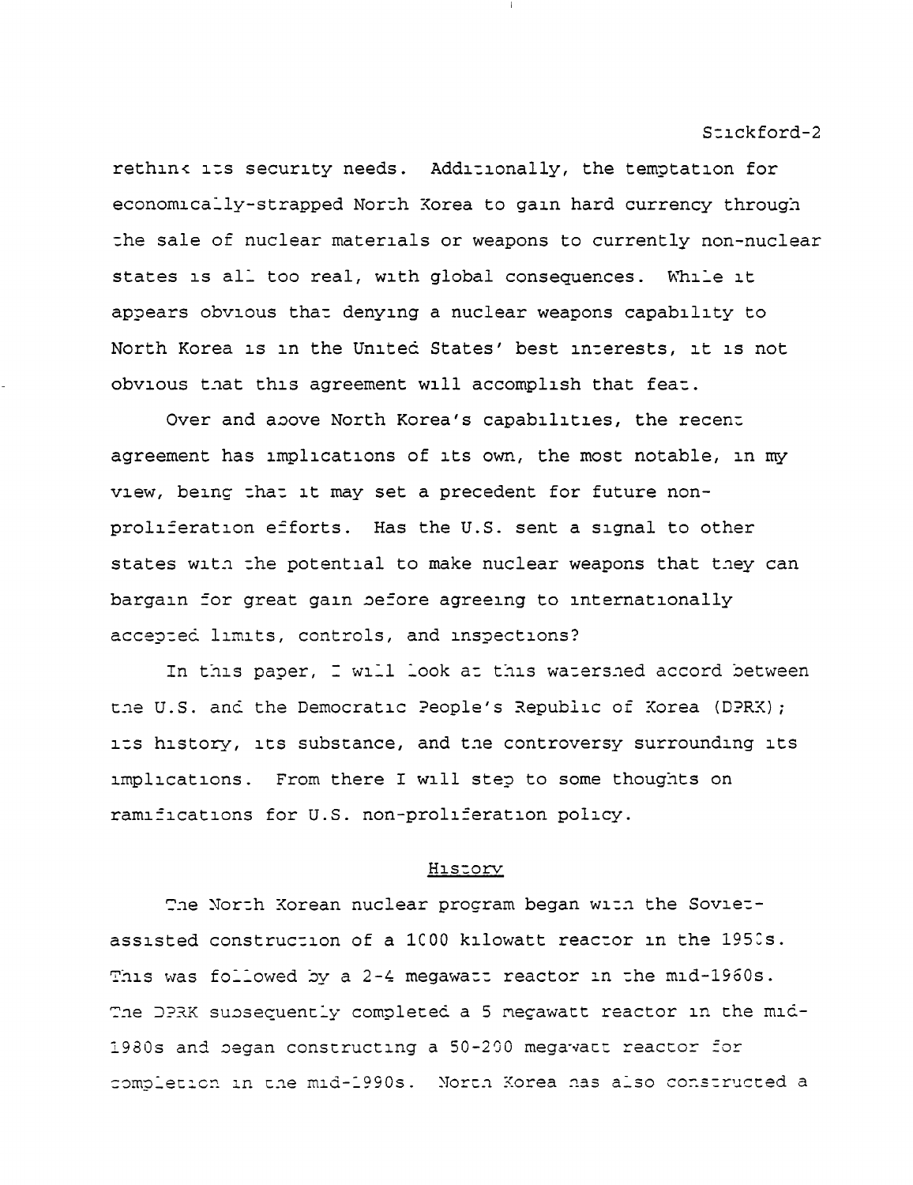rethink its security needs. Additionally, the temptation for economically-strapped North Korea to gain hard currency through the sale of nuclear materials or weapons to currently non-nuclear states is all too real, with global consequences. While it appears obvious that denying a nuclear weapons capability to North Korea is in the United States' best interests, it is not obvious that this agreement will accomplish that feat.

Over and above North Korea's capabilities, the recent agreement has implications of its own, the most notable, in my view, being that it may set a precedent for future non-proliferation efforts. Has the U.S. sent a signal to other states with the potential to make nuclear weapons that they can bargain for great gain before agreeing to internationally accepted limits, controls, and inspections?

In this paper, I will look at this watershed accord between the U.S. and the Democratic People's Republic of Korea (DPRK); its history, its substance, and the controversy surrounding its implications. From there I will step to some thoughts on ramifications for U.S. non-proliferation policy.

## History

The North Korean nuclear program began with the Soviet-assisted construction of a 1000 kilowatt reactor in the 1950s. This was followed by a 2-4 megawatt reactor in the mid-1960s. The DPRK subsequently completed a 5 megawatt reactor in the mid-1980s and began constructing a 50-200 megawatt reactor for completion in the mid-1990s. North Korea has also constructed a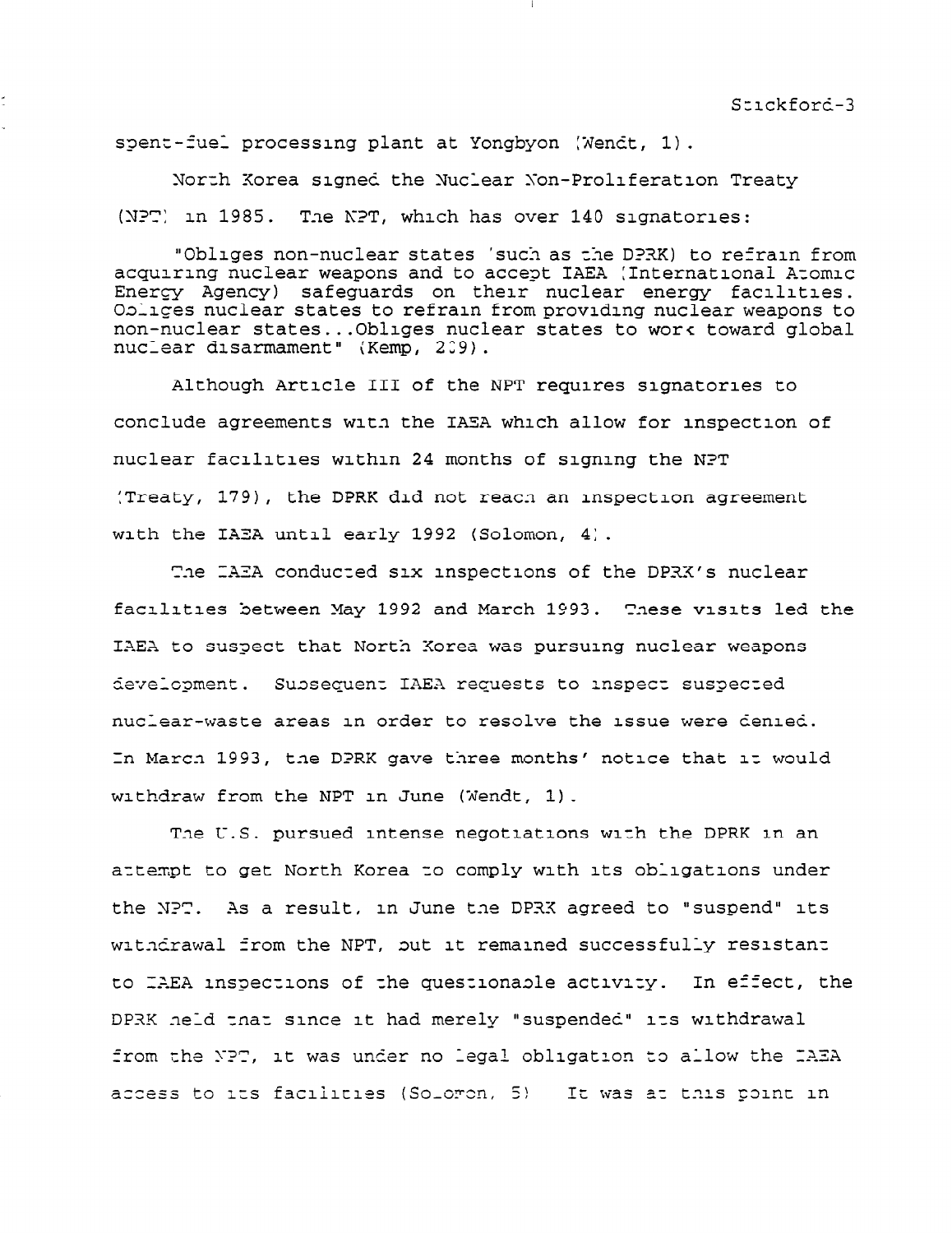spent-fuel processing plant at Yongbyon (Wendt, 1).

North Korea signed the Nuclear Non-Proliferation Treaty (NPT) in 1985. The NPT, which has over 140 signatories:

> "Obliges non-nuclear states (such as the DPRK) to refrain from acquiring nuclear weapons and to accept IAEA (International Atomic Energy Agency) safeguards on their nuclear energy facilities. Obliges nuclear states to refrain from providing nuclear weapons to non-nuclear states...Obliges nuclear states to work toward global nuclear disarmament" (Kemp, 239).

Although Article III of the NPT requires signatories to conclude agreements with the IAEA which allow for inspection of nuclear facilities within 24 months of signing the NPT (Treaty, 179), the DPRK did not reach an inspection agreement with the IAEA until early 1992 (Solomon, 4).

The IAEA conducted six inspections of the DPRK's nuclear facilities between May 1992 and March 1993. These visits led the IAEA to suspect that North Korea was pursuing nuclear weapons development. Subsequent IAEA requests to inspect suspected nuclear-waste areas in order to resolve the issue were denied. In March 1993, the DPRK gave three months' notice that it would withdraw from the NPT in June (Wendt, 1).

The U.S. pursued intense negotiations with the DPRK in an attempt to get North Korea to comply with its obligations under the NPT. As a result, in June the DPRK agreed to "suspend" its withdrawal from the NPT, but it remained successfully resistant to IAEA inspections of the questionable activity. In effect, the DPRK held that since it had merely "suspended" its withdrawal from the NPT, it was under no legal obligation to allow the IAEA access to its facilities (Solomon, 5) It was at this point in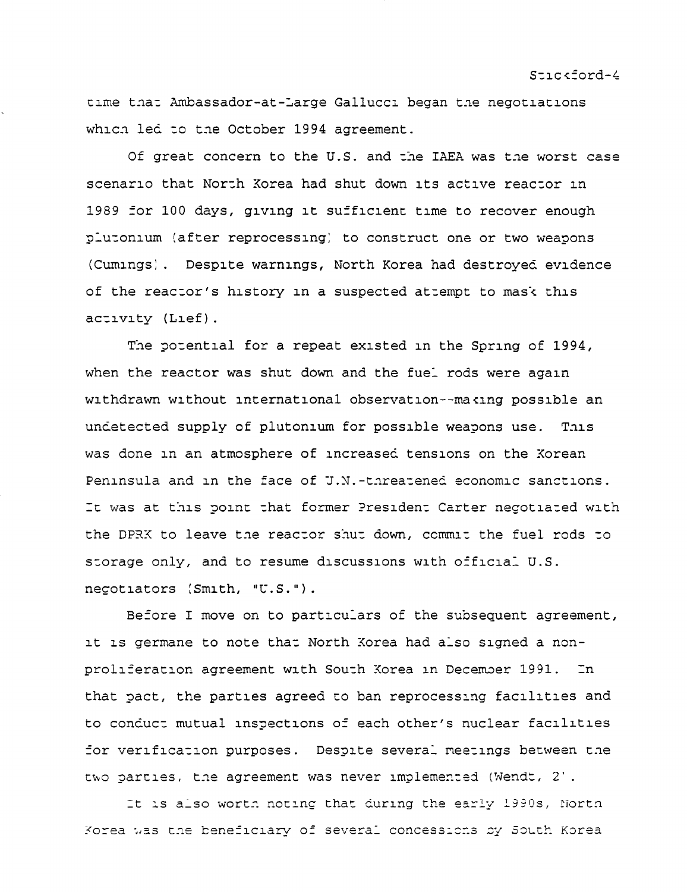time that Ambassador-at-Large Gallucci began the negotiations which led to the October 1994 agreement.

Of great concern to the U.S. and the IAEA was the worst case scenario that North Korea had shut down its active reactor in 1989 for 100 days, giving it sufficient time to recover enough plutonium (after reprocessing) to construct one or two weapons (Cumings). Despite warnings, North Korea had destroyed evidence of the reactor's history in a suspected attempt to mask this activity (Lief).

The potential for a repeat existed in the Spring of 1994, when the reactor was shut down and the fuel rods were again withdrawn without international observation--making possible an undetected supply of plutonium for possible weapons use. This was done in an atmosphere of increased tensions on the Korean Peninsula and in the face of U.N.-threatened economic sanctions. It was at this point that former President Carter negotiated with the DPRK to leave the reactor shut down, commit the fuel rods to storage only, and to resume discussions with official U.S. negotiators (Smith, "U.S.").

Before I move on to particulars of the subsequent agreement, it is germane to note that North Korea had also signed a non-proliferation agreement with South Korea in December 1991. In that pact, the parties agreed to ban reprocessing facilities and to conduct mutual inspections of each other's nuclear facilities for verification purposes. Despite several meetings between the two parties, the agreement was never implemented (Wendt, 2).

It is also worth noting that during the early 1990s, North Korea was the beneficiary of several concessions by South Korea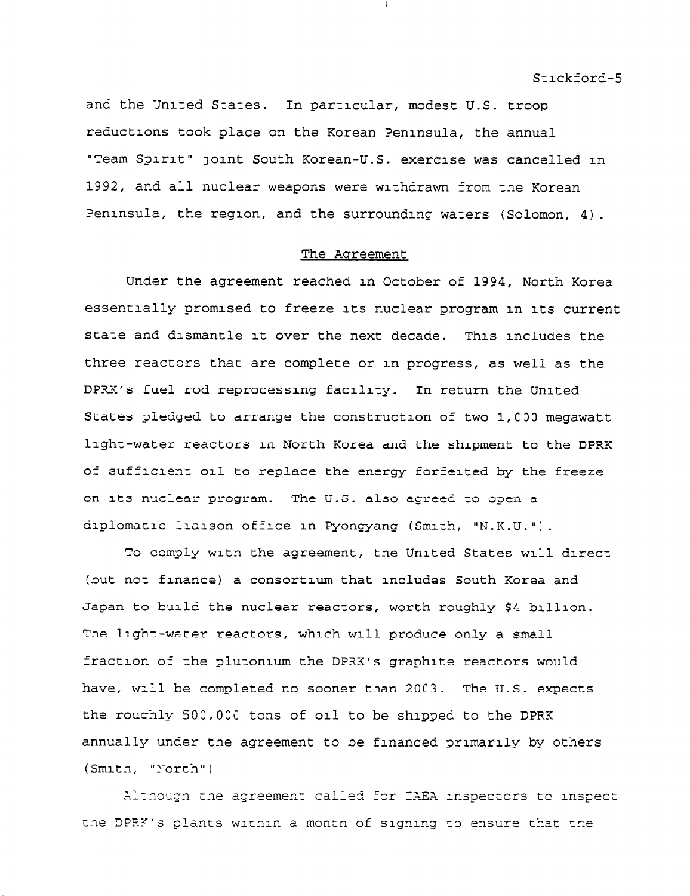and the United States. In particular, modest U.S. troop reductions took place on the Korean Peninsula, the annual "Team Spirit" joint South Korean-U.S. exercise was cancelled in 1992, and all nuclear weapons were withdrawn from the Korean Peninsula, the region, and the surrounding waters (Solomon, 4).

## The Agreement

Under the agreement reached in October of 1994, North Korea essentially promised to freeze its nuclear program in its current state and dismantle it over the next decade. This includes the three reactors that are complete or in progress, as well as the DPRK's fuel rod reprocessing facility. In return the United States pledged to arrange the construction of two 1,000 megawatt light-water reactors in North Korea and the shipment to the DPRK of sufficient oil to replace the energy forfeited by the freeze on its nuclear program. The U.S. also agreed to open a diplomatic liaison office in Pyongyang (Smith, "N.K.U.").

To comply with the agreement, the United States will direct (but not finance) a consortium that includes South Korea and Japan to build the nuclear reactors, worth roughly $4 billion. The light-water reactors, which will produce only a small fraction of the plutonium the DPRK's graphite reactors would have, will be completed no sooner than 2003. The U.S. expects the roughly 500,000 tons of oil to be shipped to the DPRK annually under the agreement to be financed primarily by others (Smith, "North")

Although the agreement called for IAEA inspectors to inspect the DPRK's plants within a month of signing to ensure that the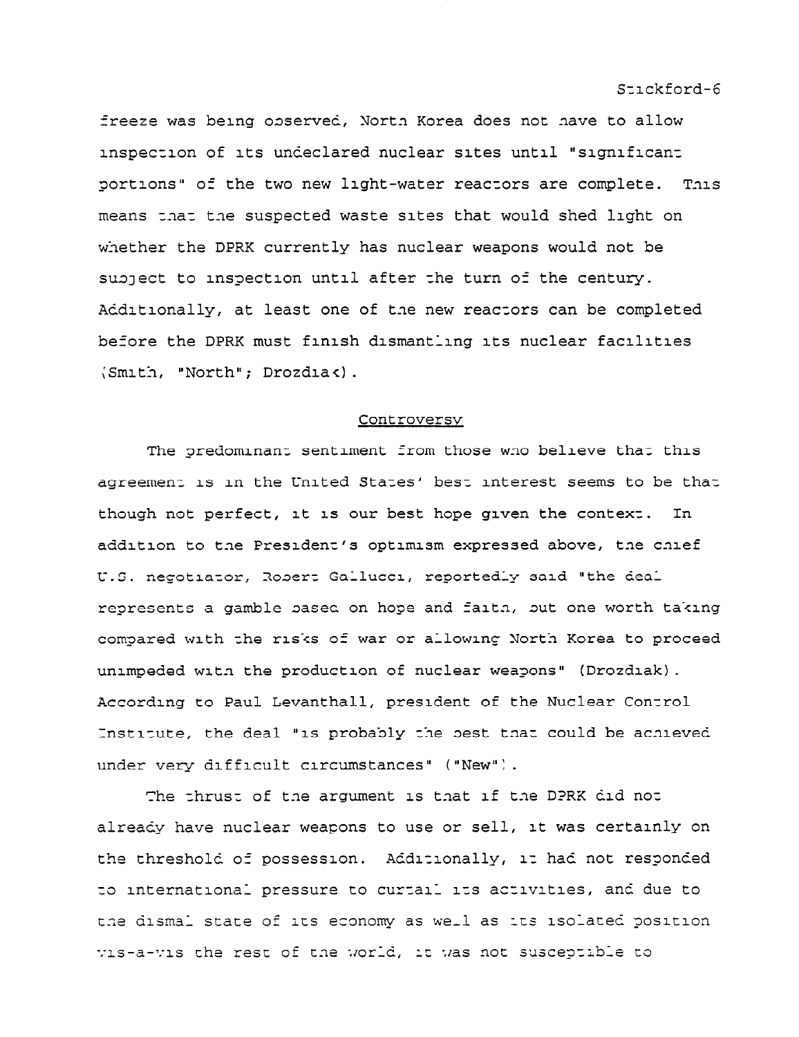freeze was being observed, North Korea does not have to allow inspection of its undeclared nuclear sites until "significant portions" of the two new light-water reactors are complete. This means that the suspected waste sites that would shed light on whether the DPRK currently has nuclear weapons would not be subject to inspection until after the turn of the century. Additionally, at least one of the new reactors can be completed before the DPRK must finish dismantling its nuclear facilities (Smith, "North"; Drozdiak).

## Controversy

The predominant sentiment from those who believe that this agreement is in the United States' best interest seems to be that though not perfect, it is our best hope given the context. In addition to the President's optimism expressed above, the chief U.S. negotiator, Robert Gallucci, reportedly said "the deal represents a gamble based on hope and faith, but one worth taking compared with the risks of war or allowing North Korea to proceed unimpeded with the production of nuclear weapons" (Drozdiak). According to Paul Levanthall, president of the Nuclear Control Institute, the deal "is probably the best that could be achieved under very difficult circumstances" ("New").

The thrust of the argument is that if the DPRK did not already have nuclear weapons to use or sell, it was certainly on the threshold of possession. Additionally, it had not responded to international pressure to curtail its activities, and due to the dismal state of its economy as well as its isolated position vis-a-vis the rest of the world, it was not susceptible to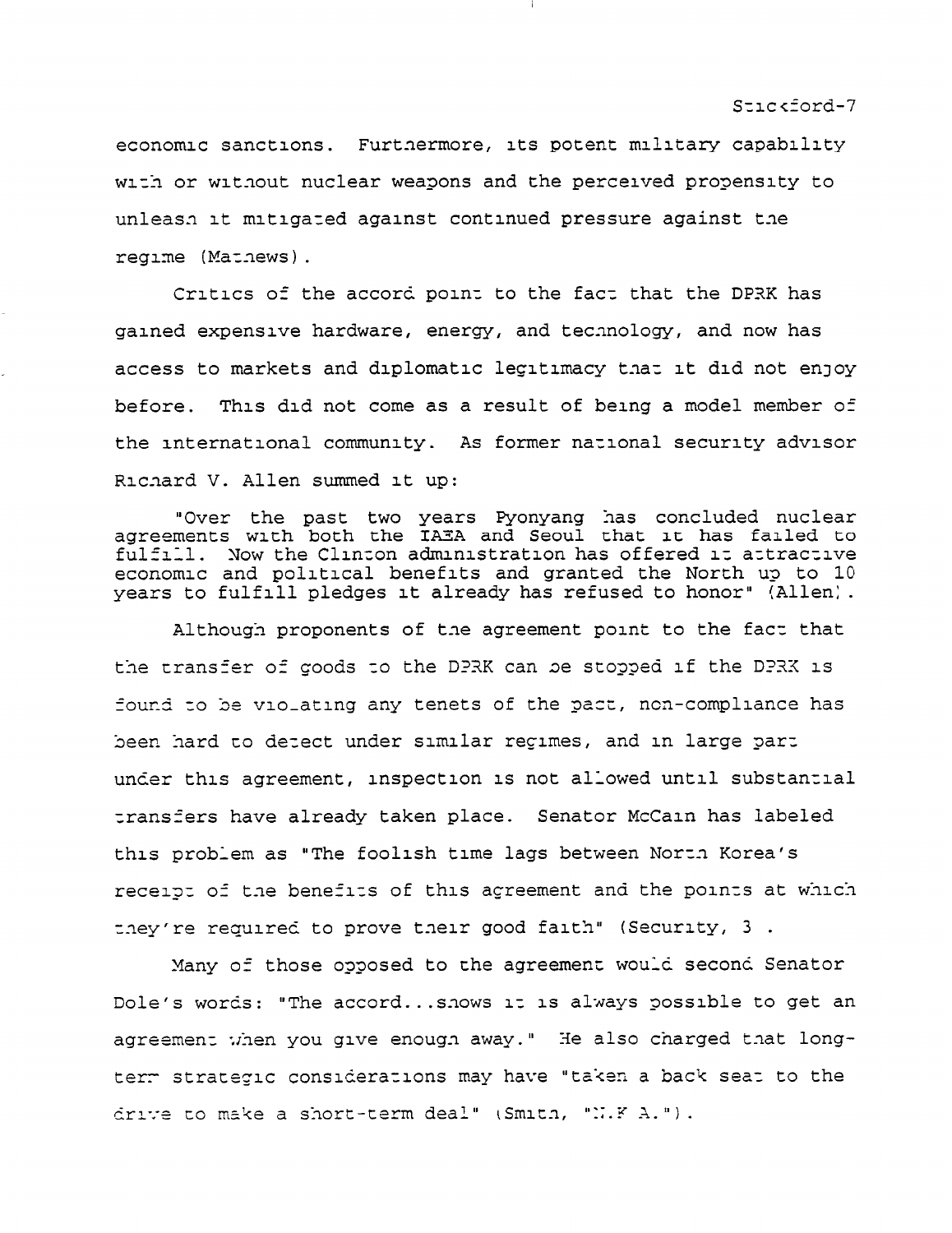economic sanctions. Furthermore, its potent military capability with or without nuclear weapons and the perceived propensity to unleash it mitigated against continued pressure against the regime (Mathews).

Critics of the accord point to the fact that the DPRK has gained expensive hardware, energy, and technology, and now has access to markets and diplomatic legitimacy that it did not enjoy before. This did not come as a result of being a model member of the international community. As former national security advisor Richard V. Allen summed it up:

> "Over the past two years Pyonyang has concluded nuclear agreements with both the IAEA and Seoul that it has failed to fulfill. Now the Clinton administration has offered it attractive economic and political benefits and granted the North up to 10 years to fulfill pledges it already has refused to honor" (Allen).

Although proponents of the agreement point to the fact that the transfer of goods to the DPRK can be stopped if the DPRK is found to be violating any tenets of the pact, non-compliance has been hard to detect under similar regimes, and in large part under this agreement, inspection is not allowed until substantial transfers have already taken place. Senator McCain has labeled this problem as "The foolish time lags between North Korea's receipt of the benefits of this agreement and the points at which they're required to prove their good faith" (Security, 3 .

Many of those opposed to the agreement would second Senator Dole's words: "The accord...shows it is always possible to get an agreement when you give enough away." He also charged that long-term strategic considerations may have "taken a back seat to the drive to make a short-term deal" (Smith, "N.K A.").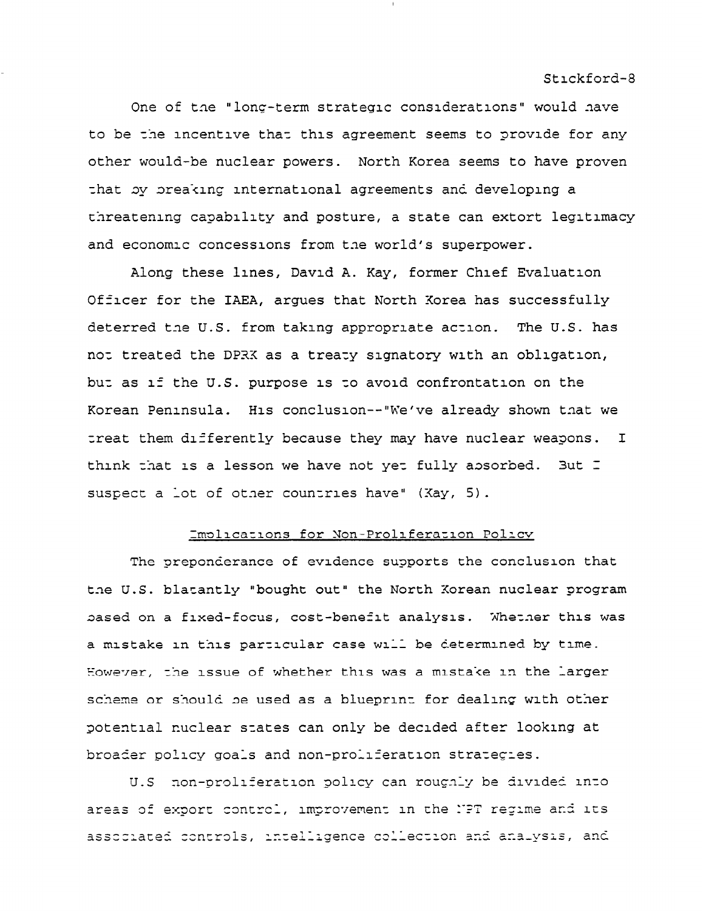One of the "long-term strategic considerations" would have to be the incentive that this agreement seems to provide for any other would-be nuclear powers. North Korea seems to have proven that by breaking international agreements and developing a threatening capability and posture, a state can extort legitimacy and economic concessions from the world's superpower.

Along these lines, David A. Kay, former Chief Evaluation Officer for the IAEA, argues that North Korea has successfully deterred the U.S. from taking appropriate action. The U.S. has not treated the DPRK as a treaty signatory with an obligation, but as if the U.S. purpose is to avoid confrontation on the Korean Peninsula. His conclusion--"We've already shown that we treat them differently because they may have nuclear weapons. I think that is a lesson we have not yet fully absorbed. But I suspect a lot of other countries have" (Kay, 5).

## Implications for Non-Proliferation Policy

The preponderance of evidence supports the conclusion that the U.S. blatantly "bought out" the North Korean nuclear program based on a fixed-focus, cost-benefit analysis. Whether this was a mistake in this particular case will be determined by time. However, the issue of whether this was a mistake in the larger scheme or should be used as a blueprint for dealing with other potential nuclear states can only be decided after looking at broader policy goals and non-proliferation strategies.

U.S non-proliferation policy can roughly be divided into areas of export control, improvement in the NPT regime and its associated controls, intelligence collection and analysis, and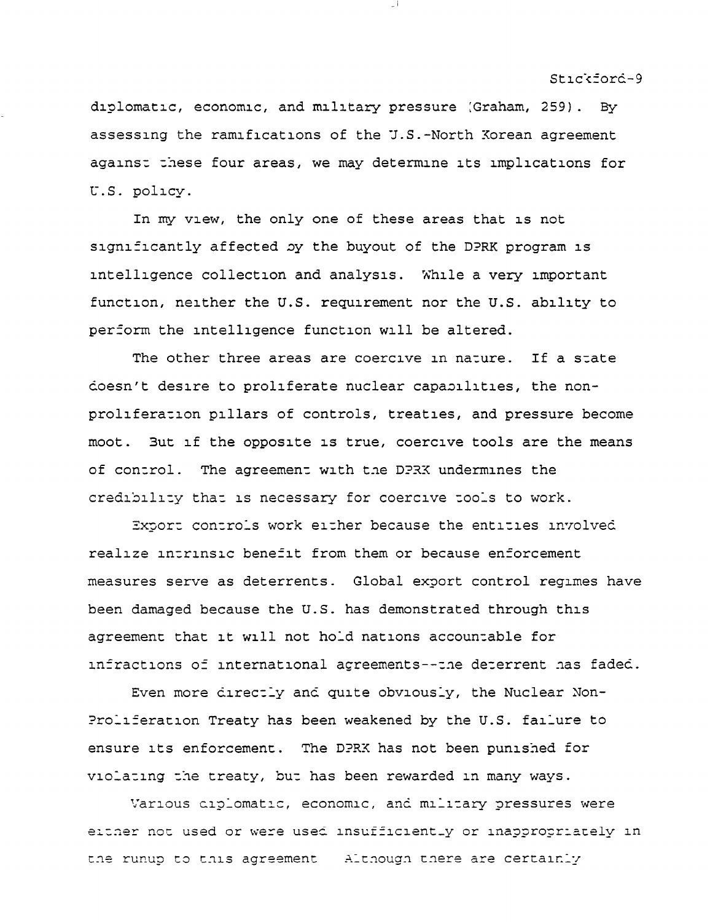diplomatic, economic, and military pressure (Graham, 259). By assessing the ramifications of the U.S.-North Korean agreement against these four areas, we may determine its implications for U.S. policy.

In my view, the only one of these areas that is not significantly affected by the buyout of the DPRK program is intelligence collection and analysis. While a very important function, neither the U.S. requirement nor the U.S. ability to perform the intelligence function will be altered.

The other three areas are coercive in nature. If a state doesn't desire to proliferate nuclear capabilities, the non-proliferation pillars of controls, treaties, and pressure become moot. But if the opposite is true, coercive tools are the means of control. The agreement with the DPRK undermines the credibility that is necessary for coercive tools to work.

Export controls work either because the entities involved realize intrinsic benefit from them or because enforcement measures serve as deterrents. Global export control regimes have been damaged because the U.S. has demonstrated through this agreement that it will not hold nations accountable for infractions of international agreements--the deterrent has faded.

Even more directly and quite obviously, the Nuclear Non-Proliferation Treaty has been weakened by the U.S. failure to ensure its enforcement. The DPRK has not been punished for violating the treaty, but has been rewarded in many ways.

Various diplomatic, economic, and military pressures were either not used or were used insufficiently or inappropriately in the runup to this agreement. Although there are certainly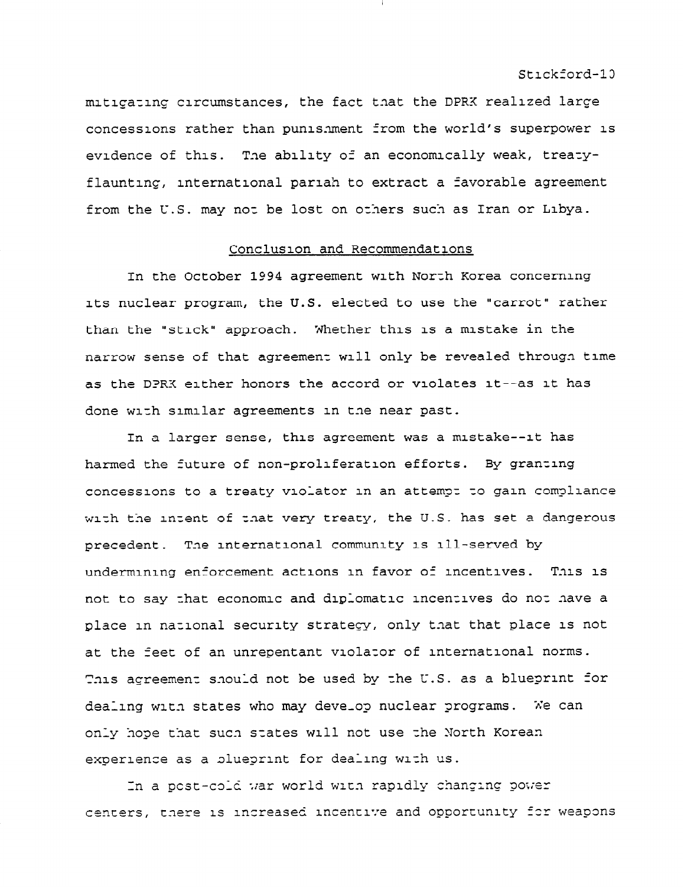mitigating circumstances, the fact that the DPRK realized large concessions rather than punishment from the world's superpower is evidence of this. The ability of an economically weak, treaty-flaunting, international pariah to extract a favorable agreement from the U.S. may not be lost on others such as Iran or Libya.

## Conclusion and Recommendations

In the October 1994 agreement with North Korea concerning its nuclear program, the U.S. elected to use the "carrot" rather than the "stick" approach. Whether this is a mistake in the narrow sense of that agreement will only be revealed through time as the DPRK either honors the accord or violates it--as it has done with similar agreements in the near past.

In a larger sense, this agreement was a mistake--it has harmed the future of non-proliferation efforts. By granting concessions to a treaty violator in an attempt to gain compliance with the intent of that very treaty, the U.S. has set a dangerous precedent. The international community is ill-served by undermining enforcement actions in favor of incentives. This is not to say that economic and diplomatic incentives do not have a place in national security strategy, only that that place is not at the feet of an unrepentant violator of international norms. This agreement should not be used by the U.S. as a blueprint for dealing with states who may develop nuclear programs. We can only hope that such states will not use the North Korean experience as a blueprint for dealing with us.

In a post-cold war world with rapidly changing power centers, there is increased incentive and opportunity for weapons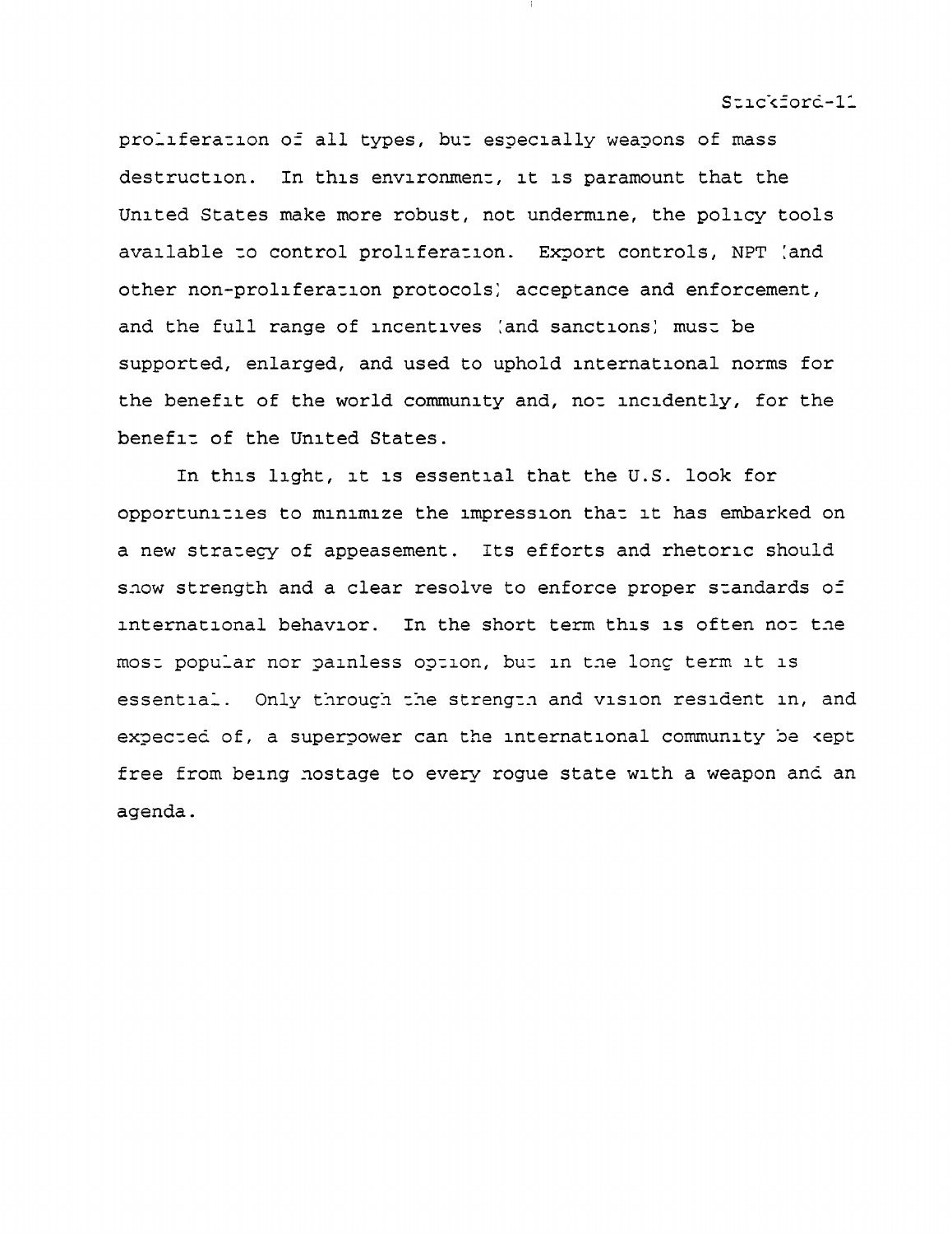proliferation of all types, but especially weapons of mass destruction. In this environment, it is paramount that the United States make more robust, not undermine, the policy tools available to control proliferation. Export controls, NPT (and other non-proliferation protocols) acceptance and enforcement, and the full range of incentives (and sanctions) must be supported, enlarged, and used to uphold international norms for the benefit of the world community and, not incidently, for the benefit of the United States.

In this light, it is essential that the U.S. look for opportunities to minimize the impression that it has embarked on a new strategy of appeasement. Its efforts and rhetoric should show strength and a clear resolve to enforce proper standards of international behavior. In the short term this is often not the most popular nor painless option, but in the long term it is essential. Only through the strength and vision resident in, and expected of, a superpower can the international community be kept free from being hostage to every rogue state with a weapon and an agenda.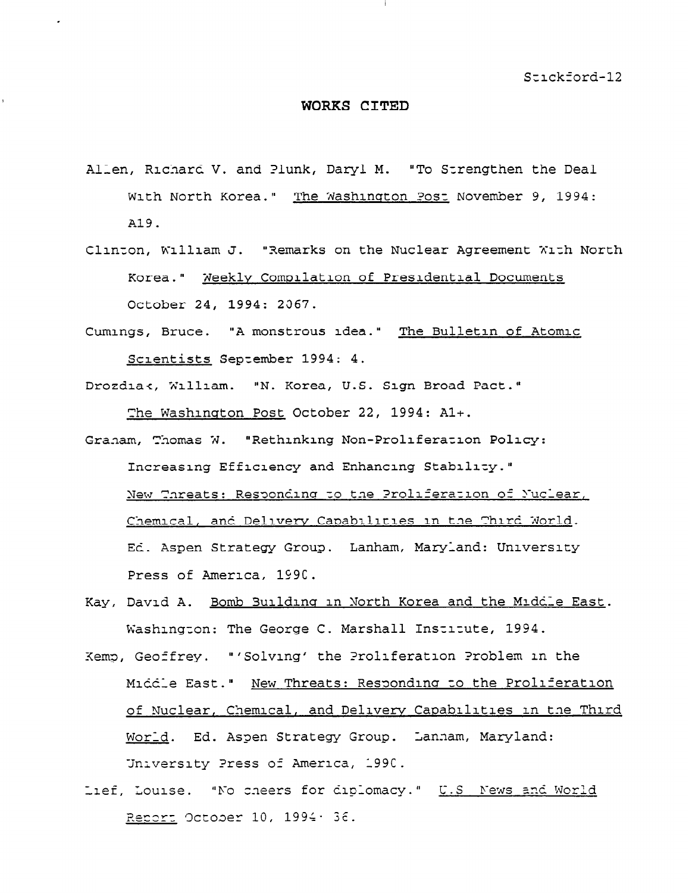# WORKS CITED

Allen, Richard V. and Plunk, Daryl M. "To Strengthen the Deal With North Korea." The Washington Post November 9, 1994: A19.

Clinton, William J. "Remarks on the Nuclear Agreement With North Korea." Weekly Compilation of Presidential Documents October 24, 1994: 2067.

Cumings, Bruce. "A monstrous idea." The Bulletin of Atomic Scientists September 1994: 4.

Drozdiak, William. "N. Korea, U.S. Sign Broad Pact." The Washington Post October 22, 1994: A1+.

Graham, Thomas W. "Rethinking Non-Proliferation Policy: Increasing Efficiency and Enhancing Stability." New Threats: Responding to the Proliferation of Nuclear, Chemical, and Delivery Capabilities in the Third World. Ed. Aspen Strategy Group. Lanham, Maryland: University Press of America, 1990.

Kay, David A. Bomb Building in North Korea and the Middle East. Washington: The George C. Marshall Institute, 1994.

Kemp, Geoffrey. "'Solving' the Proliferation Problem in the Middle East." New Threats: Responding to the Proliferation of Nuclear, Chemical, and Delivery Capabilities in the Third World. Ed. Aspen Strategy Group. Lanham, Maryland: University Press of America, 1990.

Lief, Louise. "No cheers for diplomacy." U.S. News and World Report October 10, 1994: 36.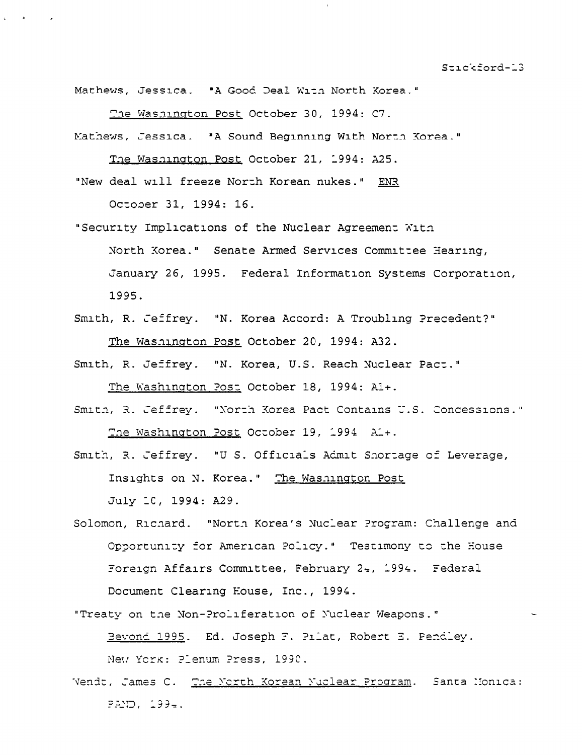Mathews, Jessica. "A Good Deal With North Korea." The Washington Post October 30, 1994: C7.

Mathews, Jessica. "A Sound Beginning With North Korea." The Washington Post October 21, 1994: A25.

"New deal will freeze North Korean nukes." ENR October 31, 1994: 16.

"Security Implications of the Nuclear Agreement With North Korea." Senate Armed Services Committee Hearing, January 26, 1995. Federal Information Systems Corporation, 1995.

Smith, R. Jeffrey. "N. Korea Accord: A Troubling Precedent?" The Washington Post October 20, 1994: A32.

Smith, R. Jeffrey. "N. Korea, U.S. Reach Nuclear Pact." The Washington Post October 18, 1994: A1+.

Smith, R. Jeffrey. "North Korea Pact Contains U.S. Concessions." The Washington Post October 19, 1994 A1+.

Smith, R. Jeffrey. "U S. Officials Admit Shortage of Leverage, Insights on N. Korea." The Washington Post July 10, 1994: A29.

Solomon, Richard. "North Korea's Nuclear Program: Challenge and Opportunity for American Policy." Testimony to the House Foreign Affairs Committee, February 24, 1994. Federal Document Clearing House, Inc., 1994.

"Treaty on the Non-Proliferation of Nuclear Weapons." Beyond 1995. Ed. Joseph F. Pilat, Robert E. Pendley. New York: Plenum Press, 1990.

Wendt, James C. The North Korean Nuclear Program. Santa Monica: RAND, 1994.